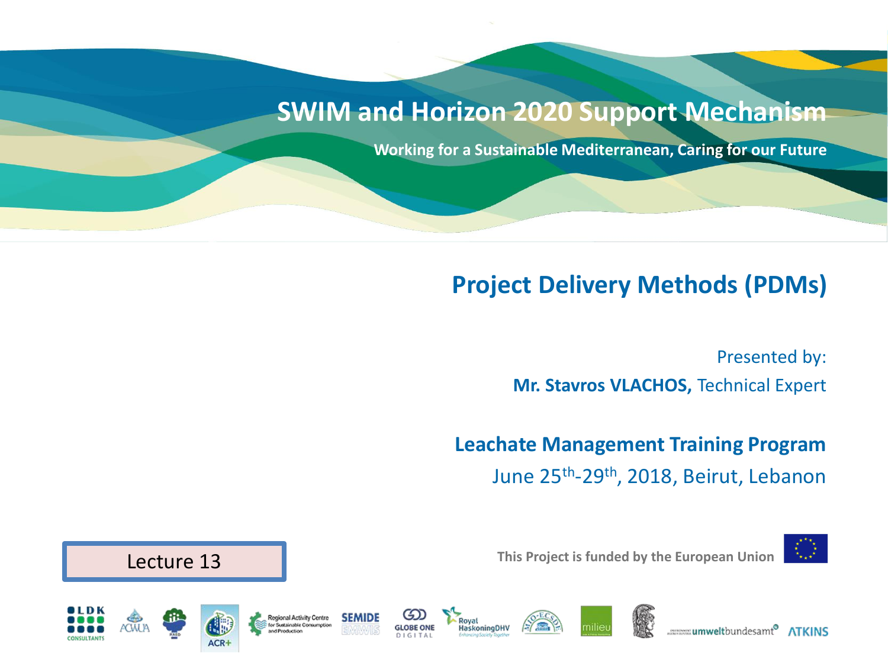# SWIM and Horizon 2020 Support Mechanism

**Working for a Sustainable Mediterranean, Caring for our Future**

## Project Delivery Methods (PDMs)

Presented by:

**Mr. Stavros VLACHOS,** Technical Expert

**Leachate Management Training Program**

June 25th-29th, 2018, Beirut, Lebanon

Lecture 13

**This Project is funded by the European Union**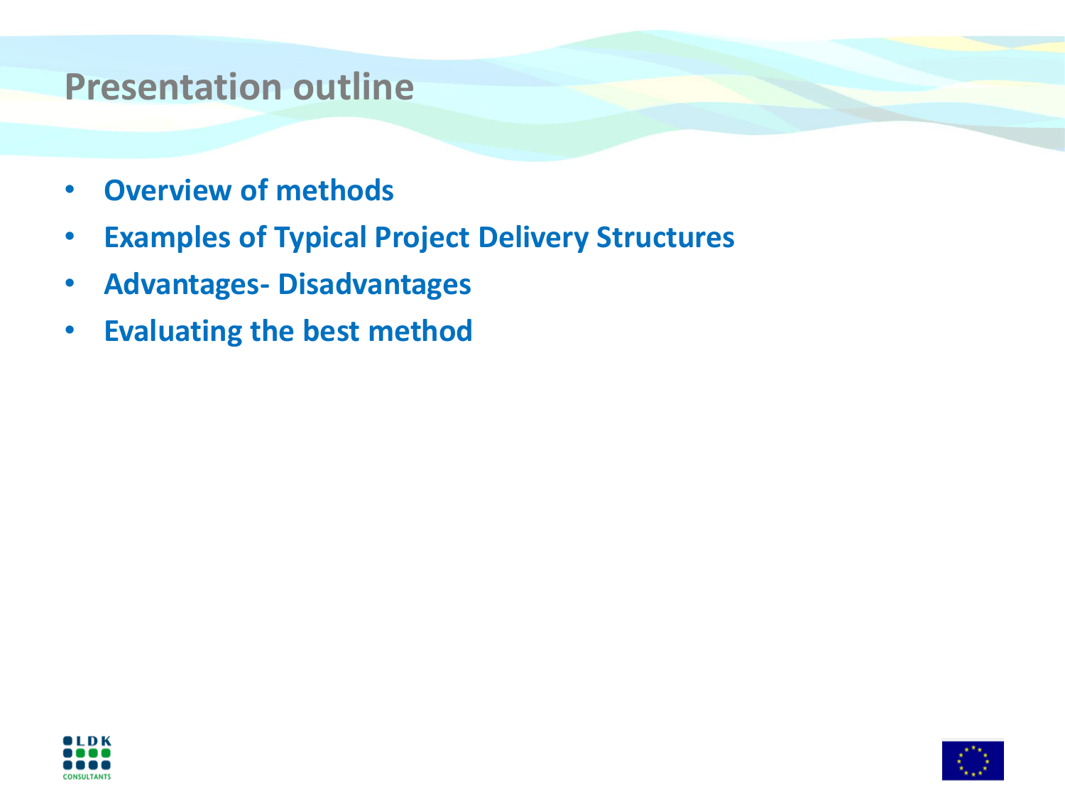# Presentation outline

- **Overview of methods**
- **Examples of Typical Project Delivery Structures**
- **Advantages- Disadvantages**
- **Evaluating the best method**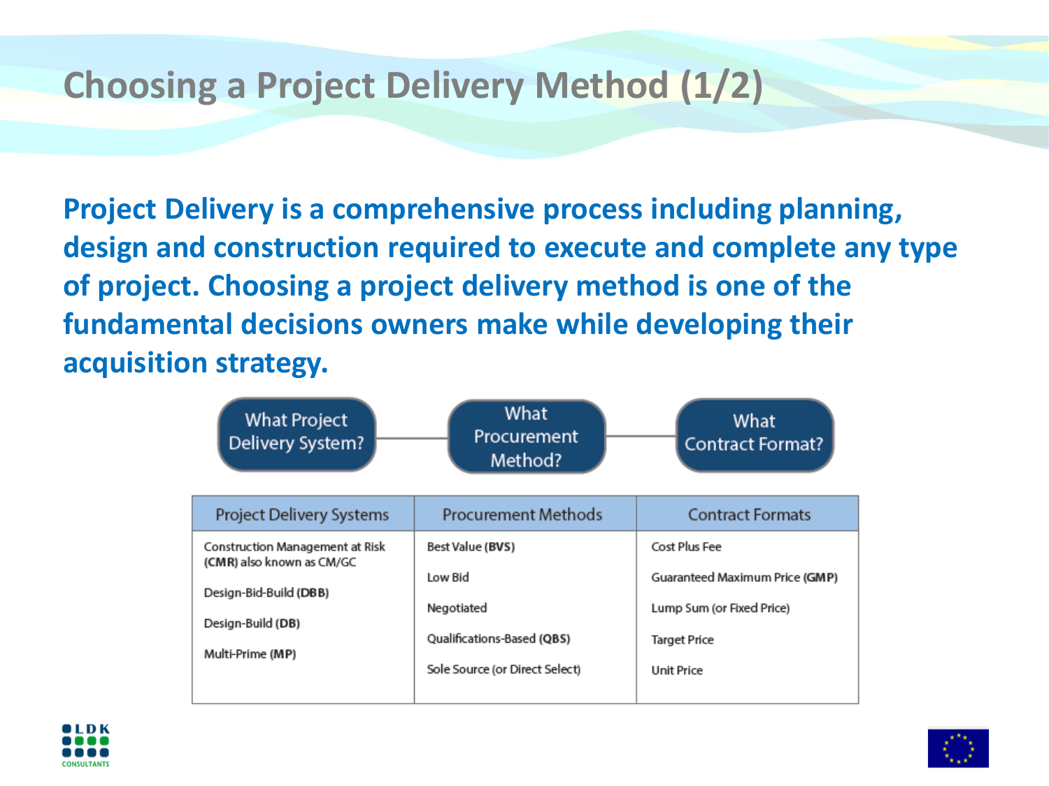# Choosing a Project Delivery Method (1/2)

**Project Delivery is a comprehensive process including planning, design and construction required to execute and complete any type of project. Choosing a project delivery method is one of the fundamental decisions owners make while developing their acquisition strategy.**

What Project Delivery System? — What Procurement Method? — What Contract Format?

| Project Delivery Systems | Procurement Methods | Contract Formats |
|---|---|---|
| Construction Management at Risk (**CMR**) also known as CM/GC | Best Value (**BVS**) | Cost Plus Fee |
| Design-Bid-Build (**DBB**) | Low Bid | Guaranteed Maximum Price (**GMP**) |
| Design-Build (**DB**) | Negotiated | Lump Sum (or Fixed Price) |
| Multi-Prime (**MP**) | Qualifications-Based (**QBS**) | Target Price |
| | Sole Source (or Direct Select) | Unit Price |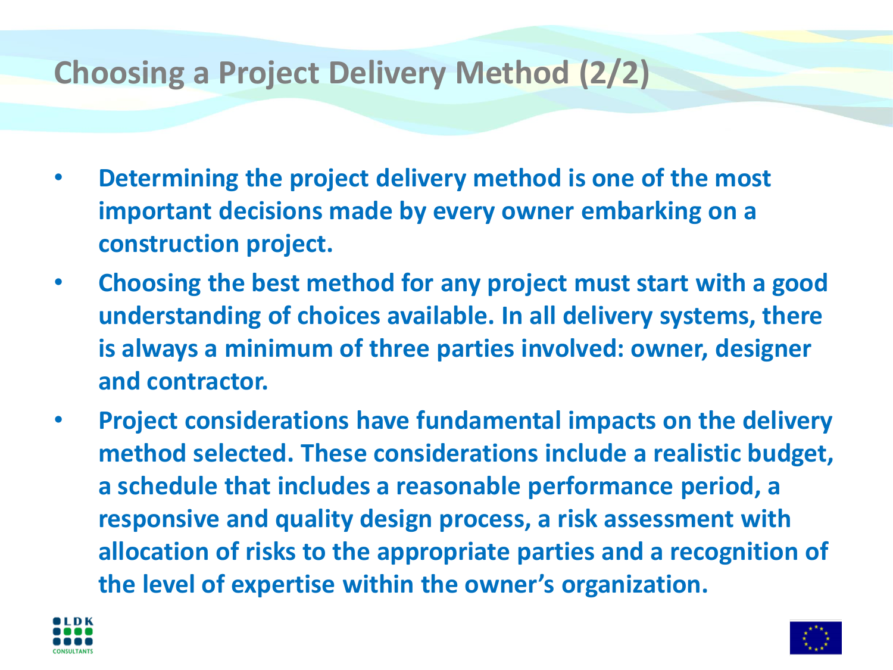# Choosing a Project Delivery Method (2/2)

- **Determining the project delivery method is one of the most important decisions made by every owner embarking on a construction project.**
- **Choosing the best method for any project must start with a good understanding of choices available. In all delivery systems, there is always a minimum of three parties involved: owner, designer and contractor.**
- **Project considerations have fundamental impacts on the delivery method selected. These considerations include a realistic budget, a schedule that includes a reasonable performance period, a responsive and quality design process, a risk assessment with allocation of risks to the appropriate parties and a recognition of the level of expertise within the owner's organization.**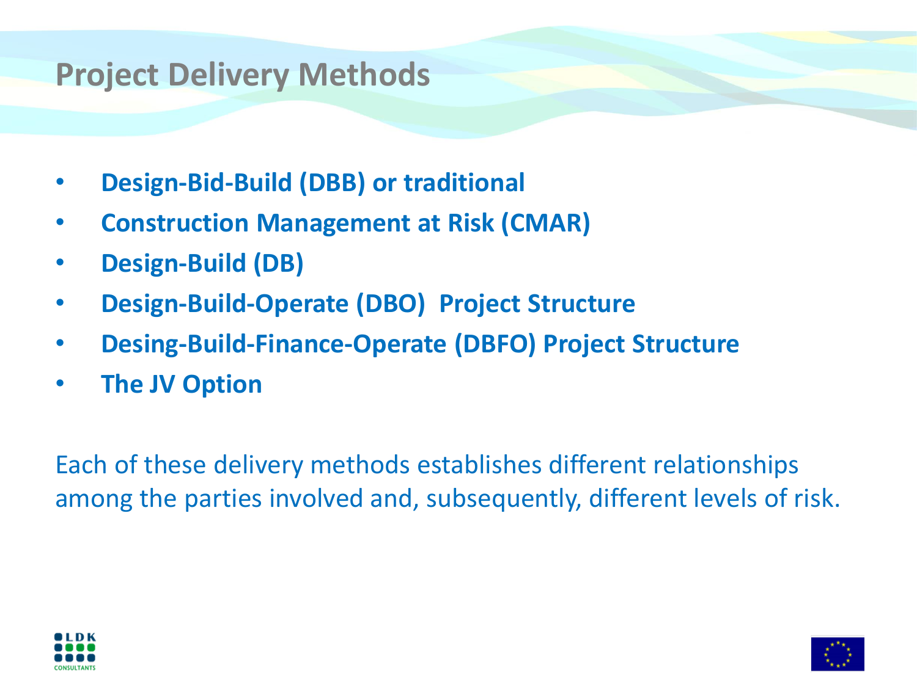# Project Delivery Methods

- **Design-Bid-Build (DBB) or traditional**
- **Construction Management at Risk (CMAR)**
- **Design-Build (DB)**
- **Design-Build-Operate (DBO) Project Structure**
- **Desing-Build-Finance-Operate (DBFO) Project Structure**
- **The JV Option**

Each of these delivery methods establishes different relationships among the parties involved and, subsequently, different levels of risk.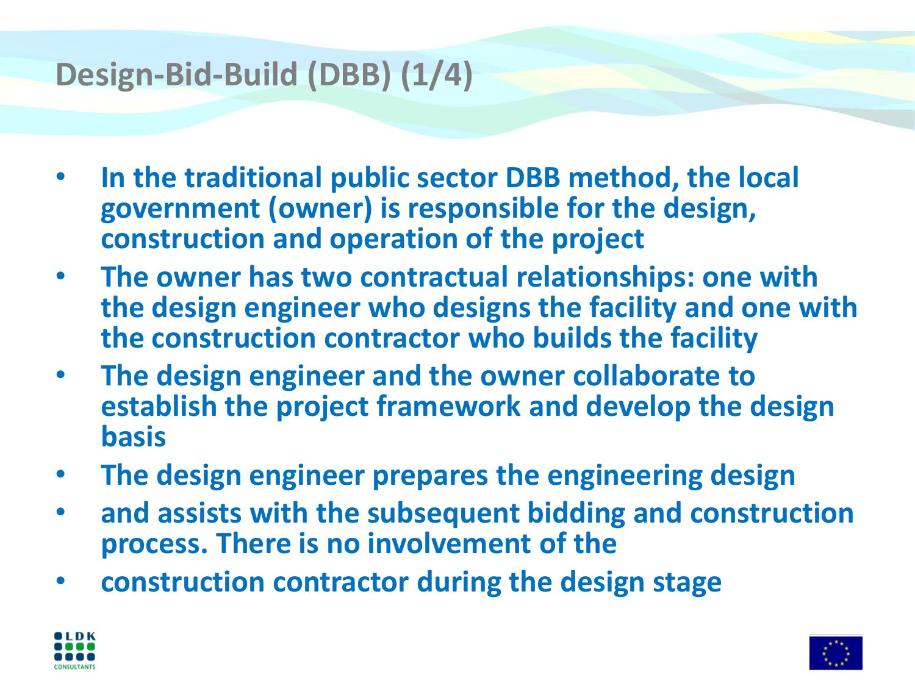# Design-Bid-Build (DBB) (1/4)

- **In the traditional public sector DBB method, the local government (owner) is responsible for the design, construction and operation of the project**
- **The owner has two contractual relationships: one with the design engineer who designs the facility and one with the construction contractor who builds the facility**
- **The design engineer and the owner collaborate to establish the project framework and develop the design basis**
- **The design engineer prepares the engineering design**
- **and assists with the subsequent bidding and construction process. There is no involvement of the**
- **construction contractor during the design stage**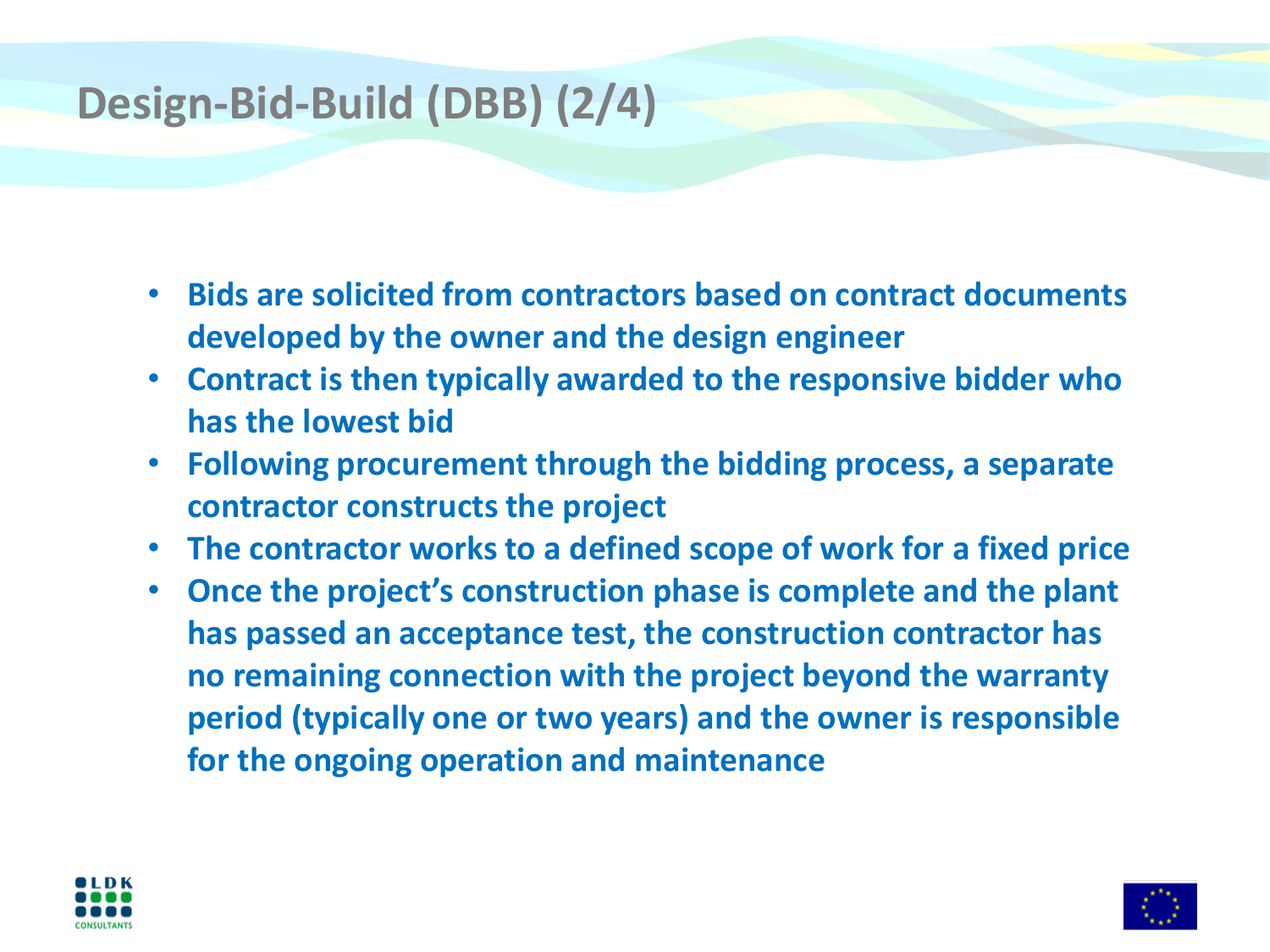# Design-Bid-Build (DBB) (2/4)

- **Bids are solicited from contractors based on contract documents developed by the owner and the design engineer**
- **Contract is then typically awarded to the responsive bidder who has the lowest bid**
- **Following procurement through the bidding process, a separate contractor constructs the project**
- **The contractor works to a defined scope of work for a fixed price**
- **Once the project's construction phase is complete and the plant has passed an acceptance test, the construction contractor has no remaining connection with the project beyond the warranty period (typically one or two years) and the owner is responsible for the ongoing operation and maintenance**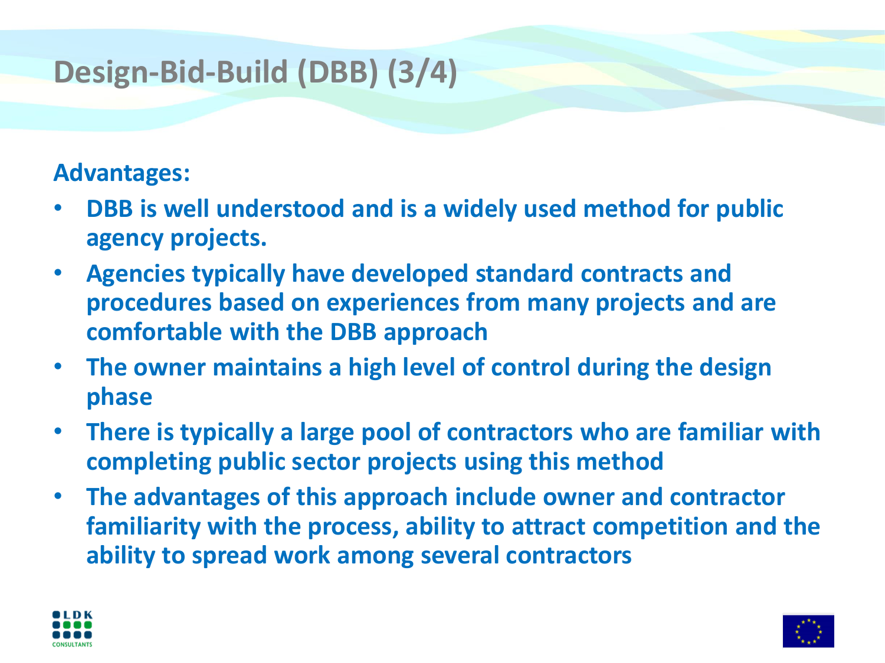# Design-Bid-Build (DBB) (3/4)

**Advantages:**

- **DBB is well understood and is a widely used method for public agency projects.**
- **Agencies typically have developed standard contracts and procedures based on experiences from many projects and are comfortable with the DBB approach**
- **The owner maintains a high level of control during the design phase**
- **There is typically a large pool of contractors who are familiar with completing public sector projects using this method**
- **The advantages of this approach include owner and contractor familiarity with the process, ability to attract competition and the ability to spread work among several contractors**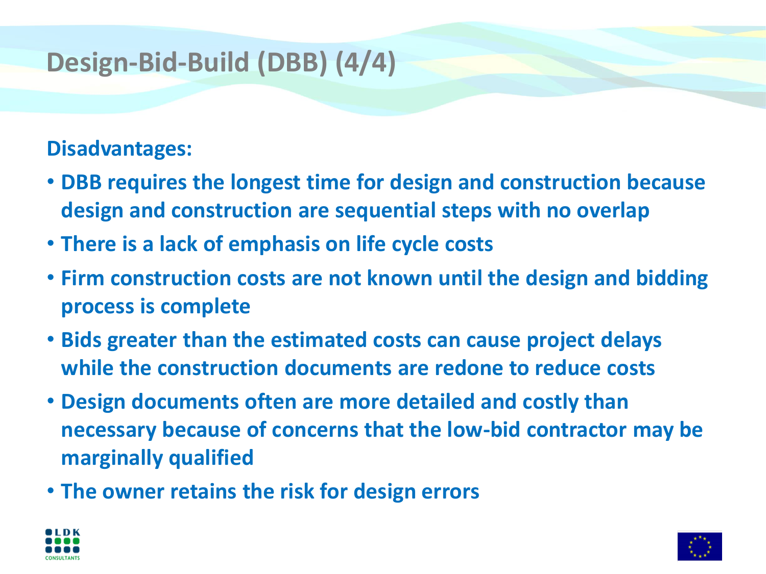# Design-Bid-Build (DBB) (4/4)

**Disadvantages:**

- **DBB requires the longest time for design and construction because design and construction are sequential steps with no overlap**
- **There is a lack of emphasis on life cycle costs**
- **Firm construction costs are not known until the design and bidding process is complete**
- **Bids greater than the estimated costs can cause project delays while the construction documents are redone to reduce costs**
- **Design documents often are more detailed and costly than necessary because of concerns that the low-bid contractor may be marginally qualified**
- **The owner retains the risk for design errors**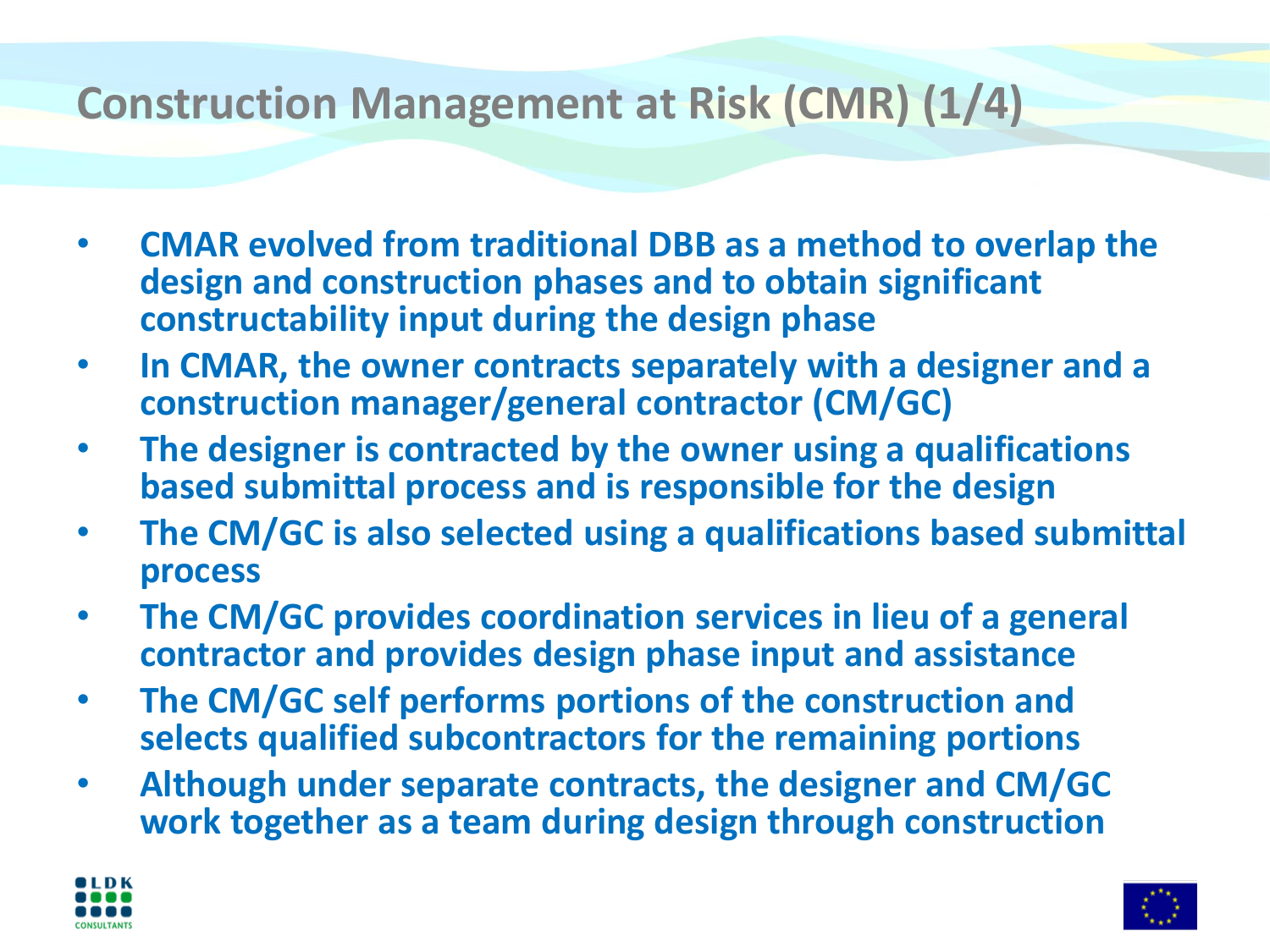# Construction Management at Risk (CMR) (1/4)

- **CMAR evolved from traditional DBB as a method to overlap the design and construction phases and to obtain significant constructability input during the design phase**
- **In CMAR, the owner contracts separately with a designer and a construction manager/general contractor (CM/GC)**
- **The designer is contracted by the owner using a qualifications based submittal process and is responsible for the design**
- **The CM/GC is also selected using a qualifications based submittal process**
- **The CM/GC provides coordination services in lieu of a general contractor and provides design phase input and assistance**
- **The CM/GC self performs portions of the construction and selects qualified subcontractors for the remaining portions**
- **Although under separate contracts, the designer and CM/GC work together as a team during design through construction**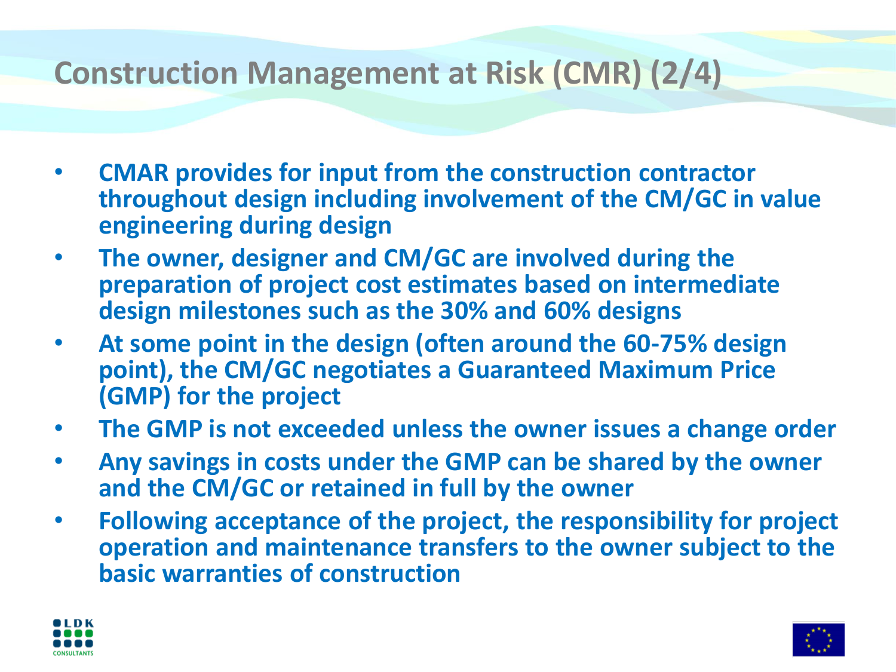# Construction Management at Risk (CMR) (2/4)

- **CMAR provides for input from the construction contractor throughout design including involvement of the CM/GC in value engineering during design**
- **The owner, designer and CM/GC are involved during the preparation of project cost estimates based on intermediate design milestones such as the 30% and 60% designs**
- **At some point in the design (often around the 60-75% design point), the CM/GC negotiates a Guaranteed Maximum Price (GMP) for the project**
- **The GMP is not exceeded unless the owner issues a change order**
- **Any savings in costs under the GMP can be shared by the owner and the CM/GC or retained in full by the owner**
- **Following acceptance of the project, the responsibility for project operation and maintenance transfers to the owner subject to the basic warranties of construction**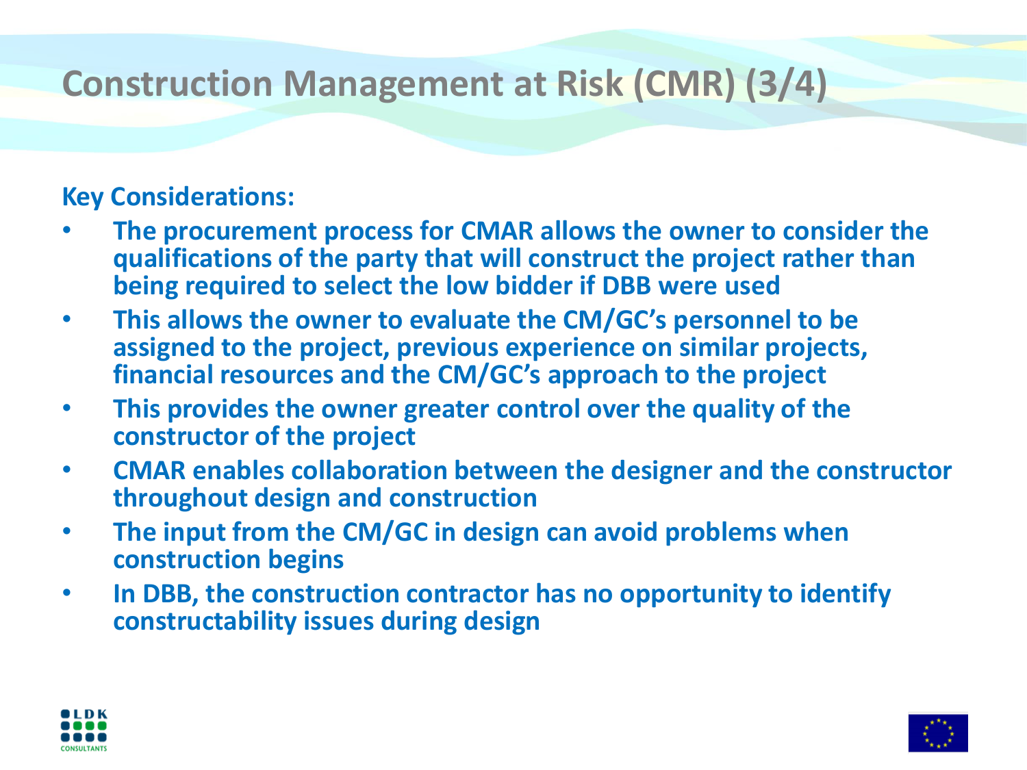# Construction Management at Risk (CMR) (3/4)

**Key Considerations:**

- **The procurement process for CMAR allows the owner to consider the qualifications of the party that will construct the project rather than being required to select the low bidder if DBB were used**
- **This allows the owner to evaluate the CM/GC's personnel to be assigned to the project, previous experience on similar projects, financial resources and the CM/GC's approach to the project**
- **This provides the owner greater control over the quality of the constructor of the project**
- **CMAR enables collaboration between the designer and the constructor throughout design and construction**
- **The input from the CM/GC in design can avoid problems when construction begins**
- **In DBB, the construction contractor has no opportunity to identify constructability issues during design**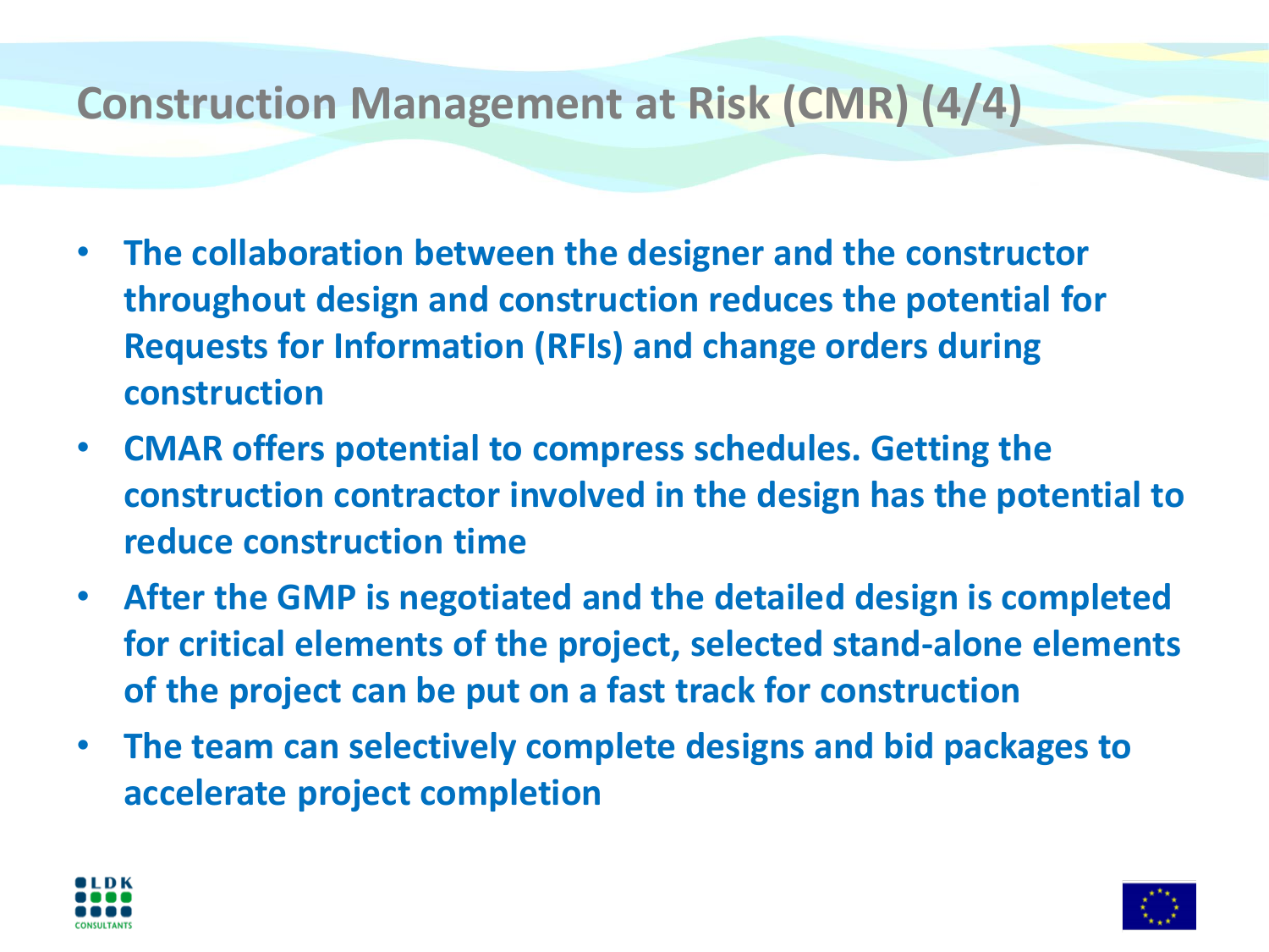# Construction Management at Risk (CMR) (4/4)

- **The collaboration between the designer and the constructor throughout design and construction reduces the potential for Requests for Information (RFIs) and change orders during construction**
- **CMAR offers potential to compress schedules. Getting the construction contractor involved in the design has the potential to reduce construction time**
- **After the GMP is negotiated and the detailed design is completed for critical elements of the project, selected stand-alone elements of the project can be put on a fast track for construction**
- **The team can selectively complete designs and bid packages to accelerate project completion**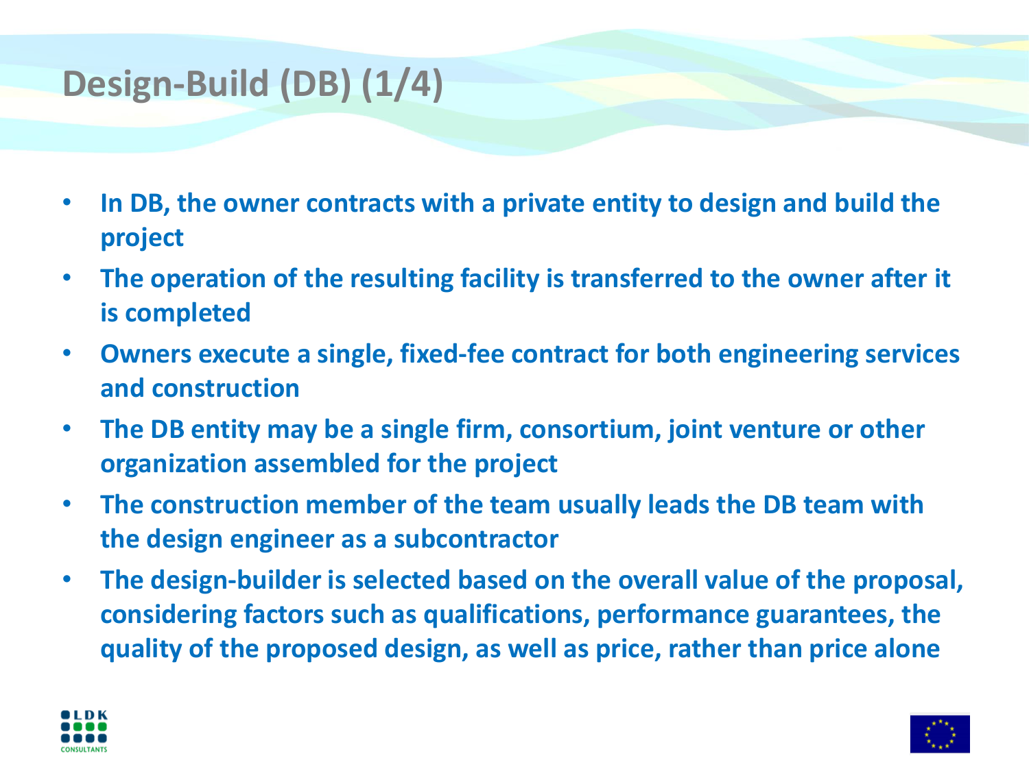# Design-Build (DB) (1/4)

- **In DB, the owner contracts with a private entity to design and build the project**
- **The operation of the resulting facility is transferred to the owner after it is completed**
- **Owners execute a single, fixed-fee contract for both engineering services and construction**
- **The DB entity may be a single firm, consortium, joint venture or other organization assembled for the project**
- **The construction member of the team usually leads the DB team with the design engineer as a subcontractor**
- **The design-builder is selected based on the overall value of the proposal, considering factors such as qualifications, performance guarantees, the quality of the proposed design, as well as price, rather than price alone**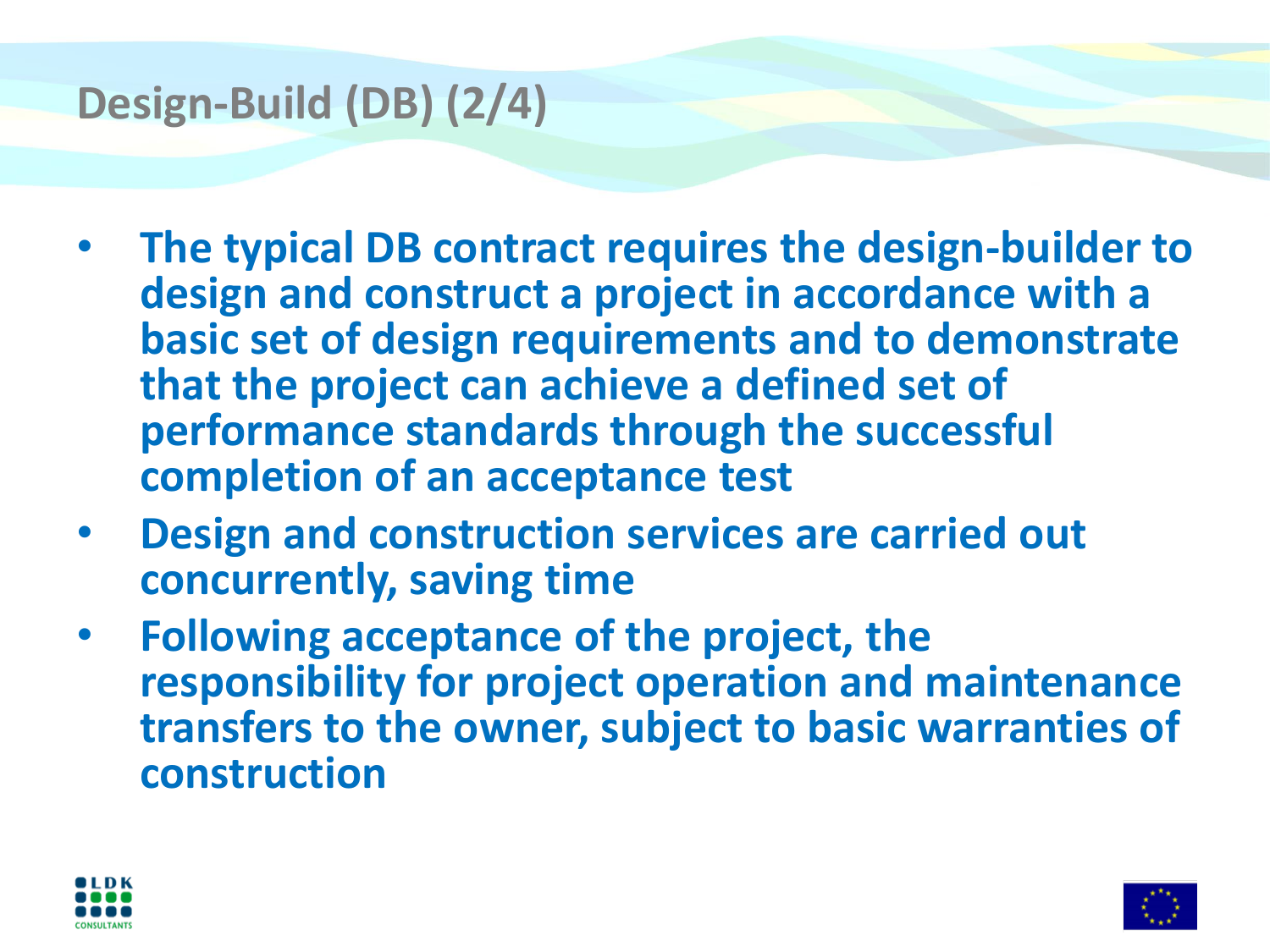# Design-Build (DB) (2/4)

- **The typical DB contract requires the design-builder to design and construct a project in accordance with a basic set of design requirements and to demonstrate that the project can achieve a defined set of performance standards through the successful completion of an acceptance test**
- **Design and construction services are carried out concurrently, saving time**
- **Following acceptance of the project, the responsibility for project operation and maintenance transfers to the owner, subject to basic warranties of construction**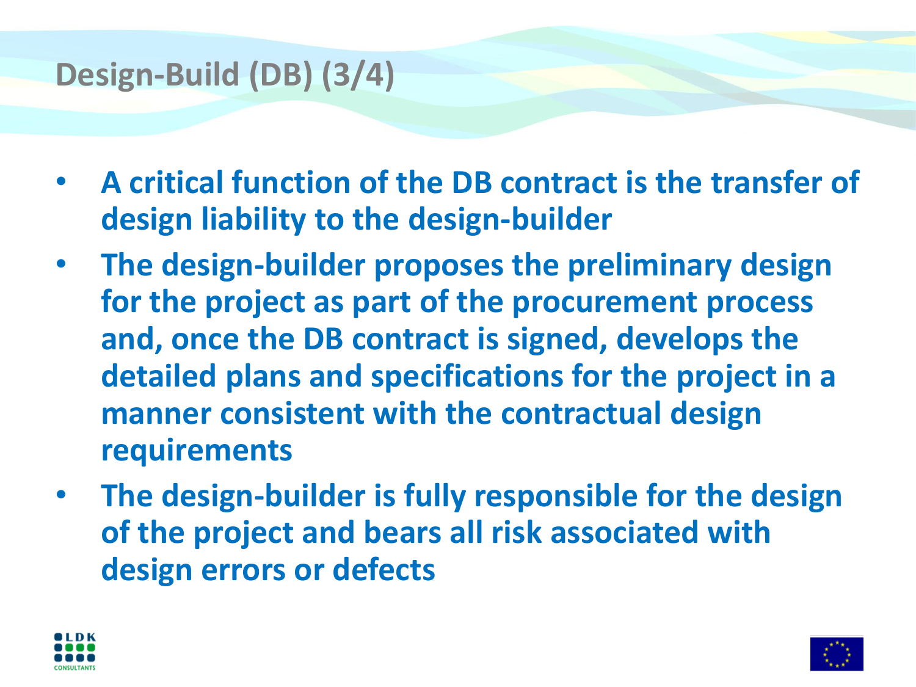# Design-Build (DB) (3/4)

- **A critical function of the DB contract is the transfer of design liability to the design-builder**
- **The design-builder proposes the preliminary design for the project as part of the procurement process and, once the DB contract is signed, develops the detailed plans and specifications for the project in a manner consistent with the contractual design requirements**
- **The design-builder is fully responsible for the design of the project and bears all risk associated with design errors or defects**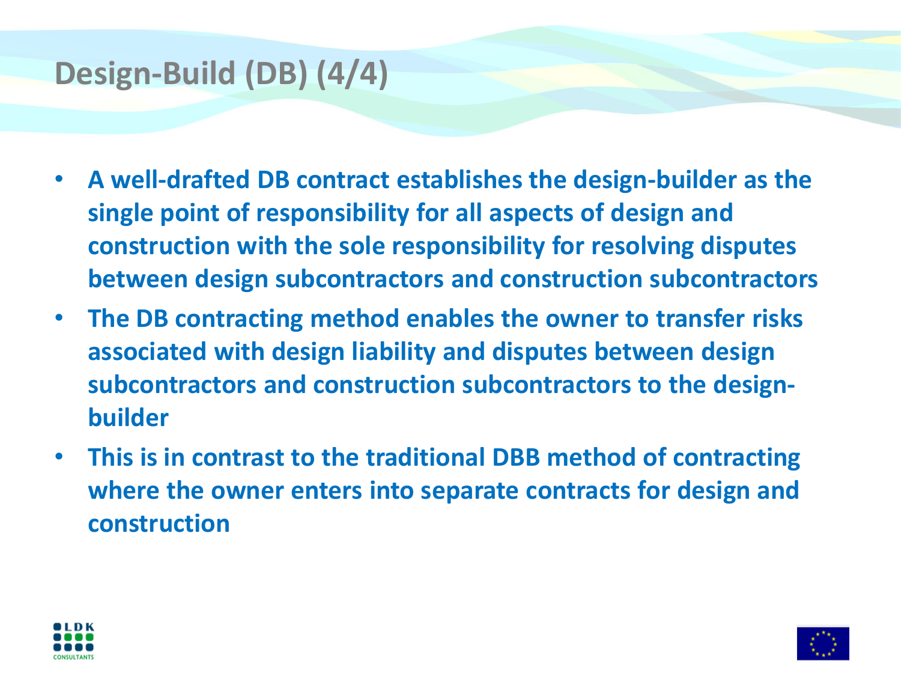# Design-Build (DB) (4/4)

- **A well-drafted DB contract establishes the design-builder as the single point of responsibility for all aspects of design and construction with the sole responsibility for resolving disputes between design subcontractors and construction subcontractors**
- **The DB contracting method enables the owner to transfer risks associated with design liability and disputes between design subcontractors and construction subcontractors to the design-builder**
- **This is in contrast to the traditional DBB method of contracting where the owner enters into separate contracts for design and construction**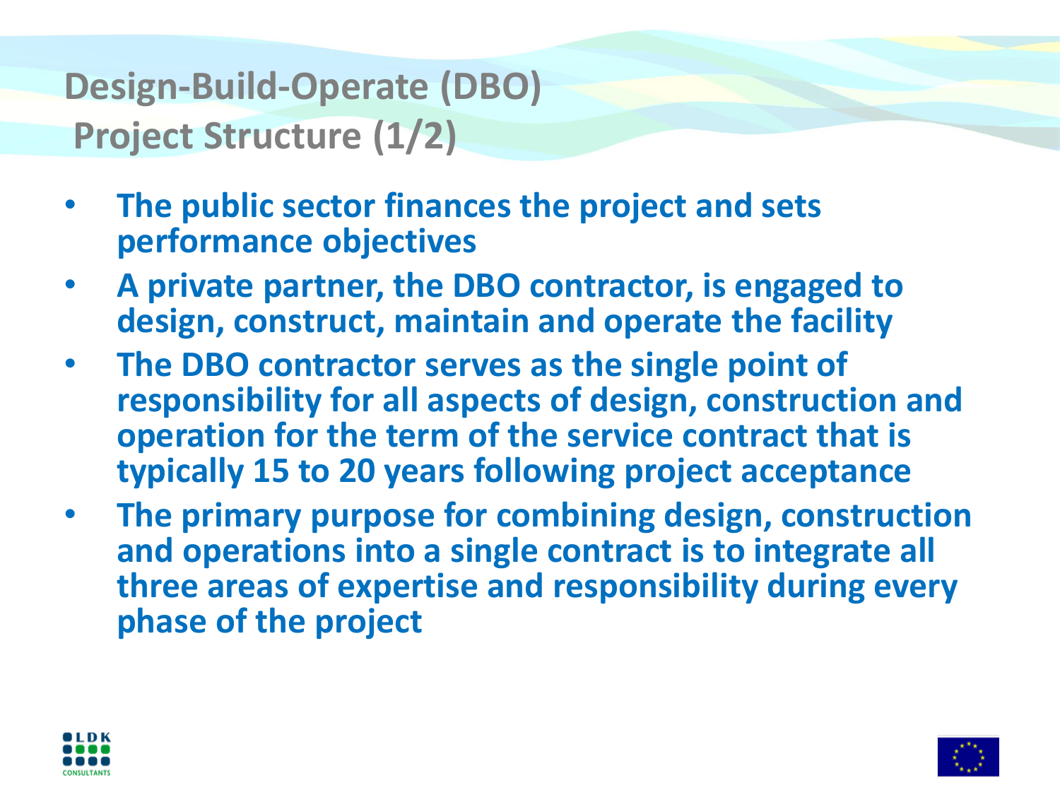# Design-Build-Operate (DBO) Project Structure (1/2)

- **The public sector finances the project and sets performance objectives**
- **A private partner, the DBO contractor, is engaged to design, construct, maintain and operate the facility**
- **The DBO contractor serves as the single point of responsibility for all aspects of design, construction and operation for the term of the service contract that is typically 15 to 20 years following project acceptance**
- **The primary purpose for combining design, construction and operations into a single contract is to integrate all three areas of expertise and responsibility during every phase of the project**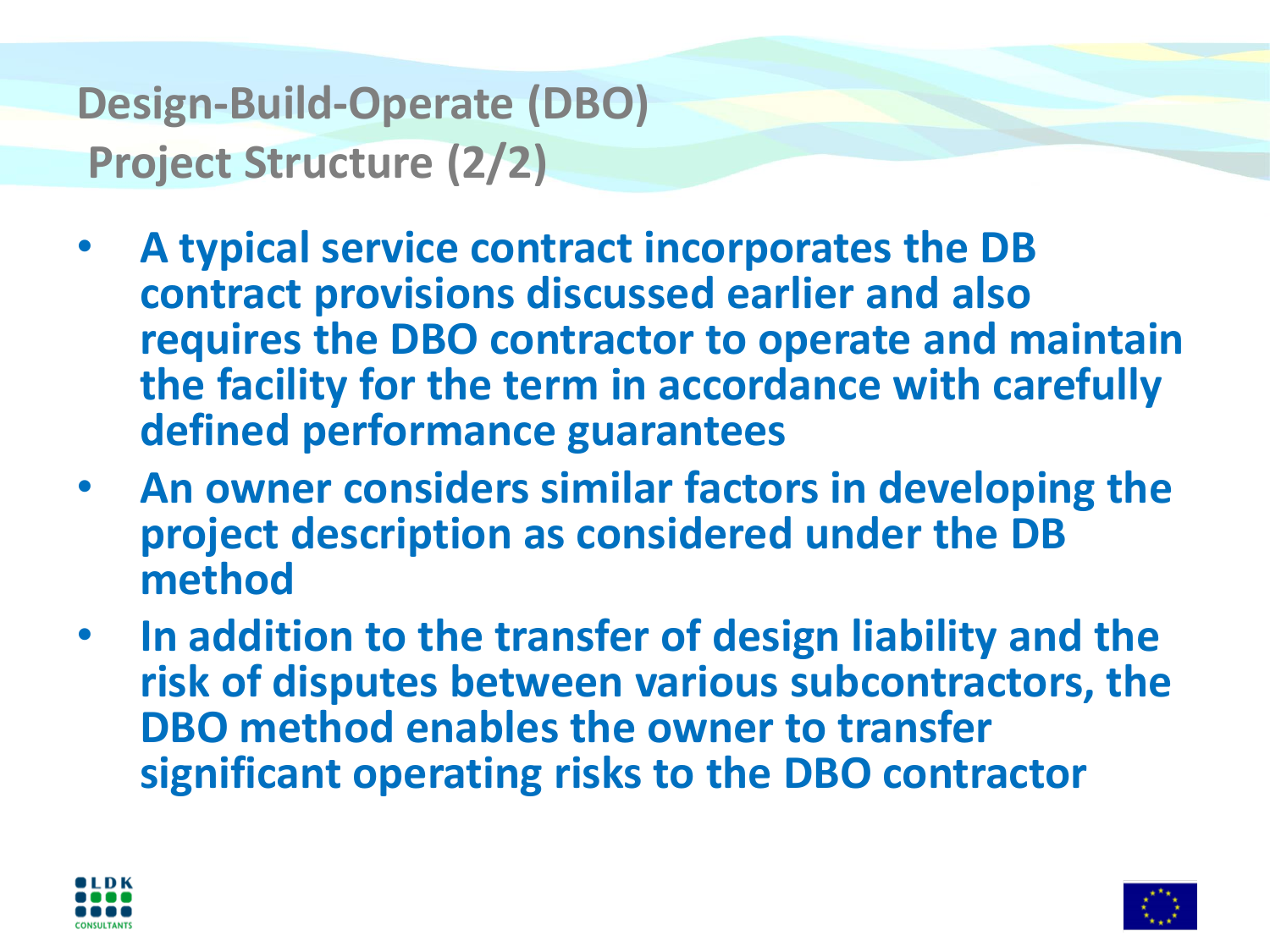# Design-Build-Operate (DBO) Project Structure (2/2)

- **A typical service contract incorporates the DB contract provisions discussed earlier and also requires the DBO contractor to operate and maintain the facility for the term in accordance with carefully defined performance guarantees**
- **An owner considers similar factors in developing the project description as considered under the DB method**
- **In addition to the transfer of design liability and the risk of disputes between various subcontractors, the DBO method enables the owner to transfer significant operating risks to the DBO contractor**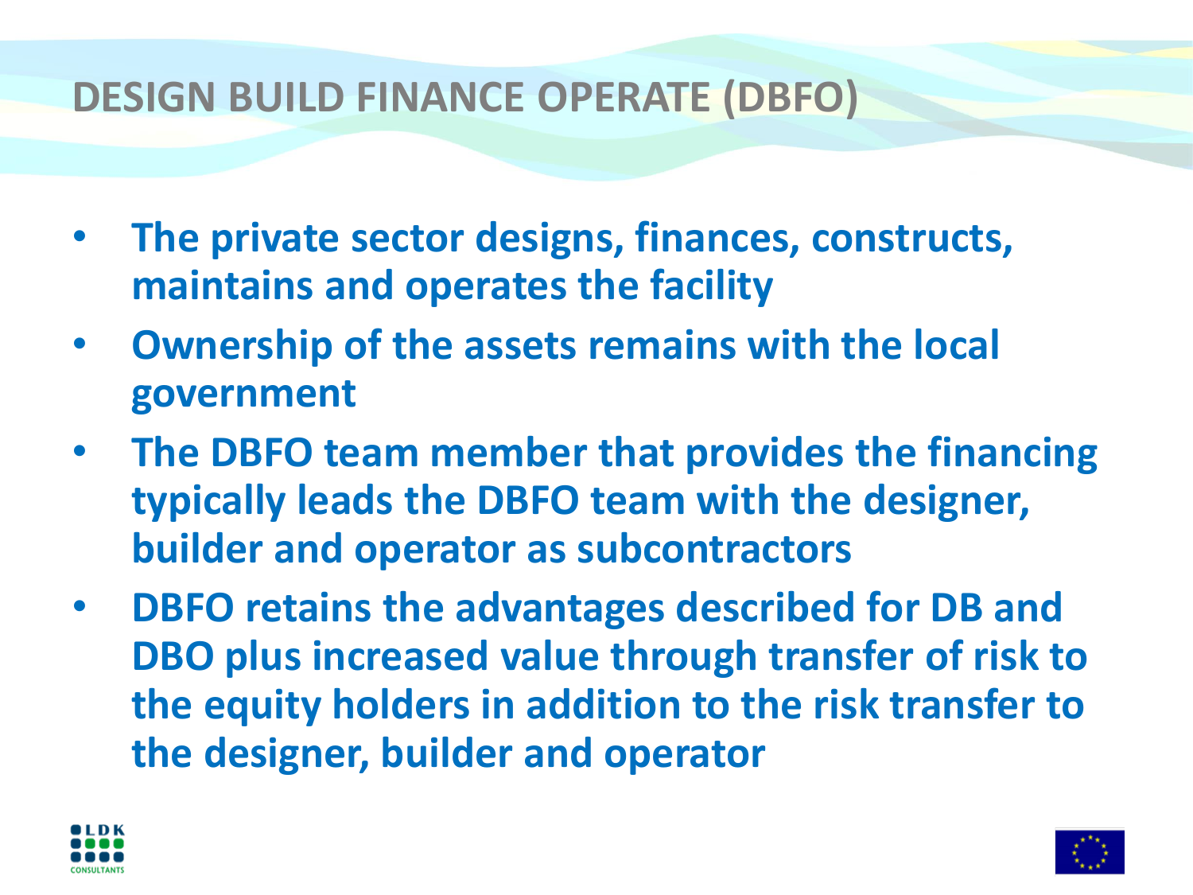# DESIGN BUILD FINANCE OPERATE (DBFO)

- **The private sector designs, finances, constructs, maintains and operates the facility**
- **Ownership of the assets remains with the local government**
- **The DBFO team member that provides the financing typically leads the DBFO team with the designer, builder and operator as subcontractors**
- **DBFO retains the advantages described for DB and DBO plus increased value through transfer of risk to the equity holders in addition to the risk transfer to the designer, builder and operator**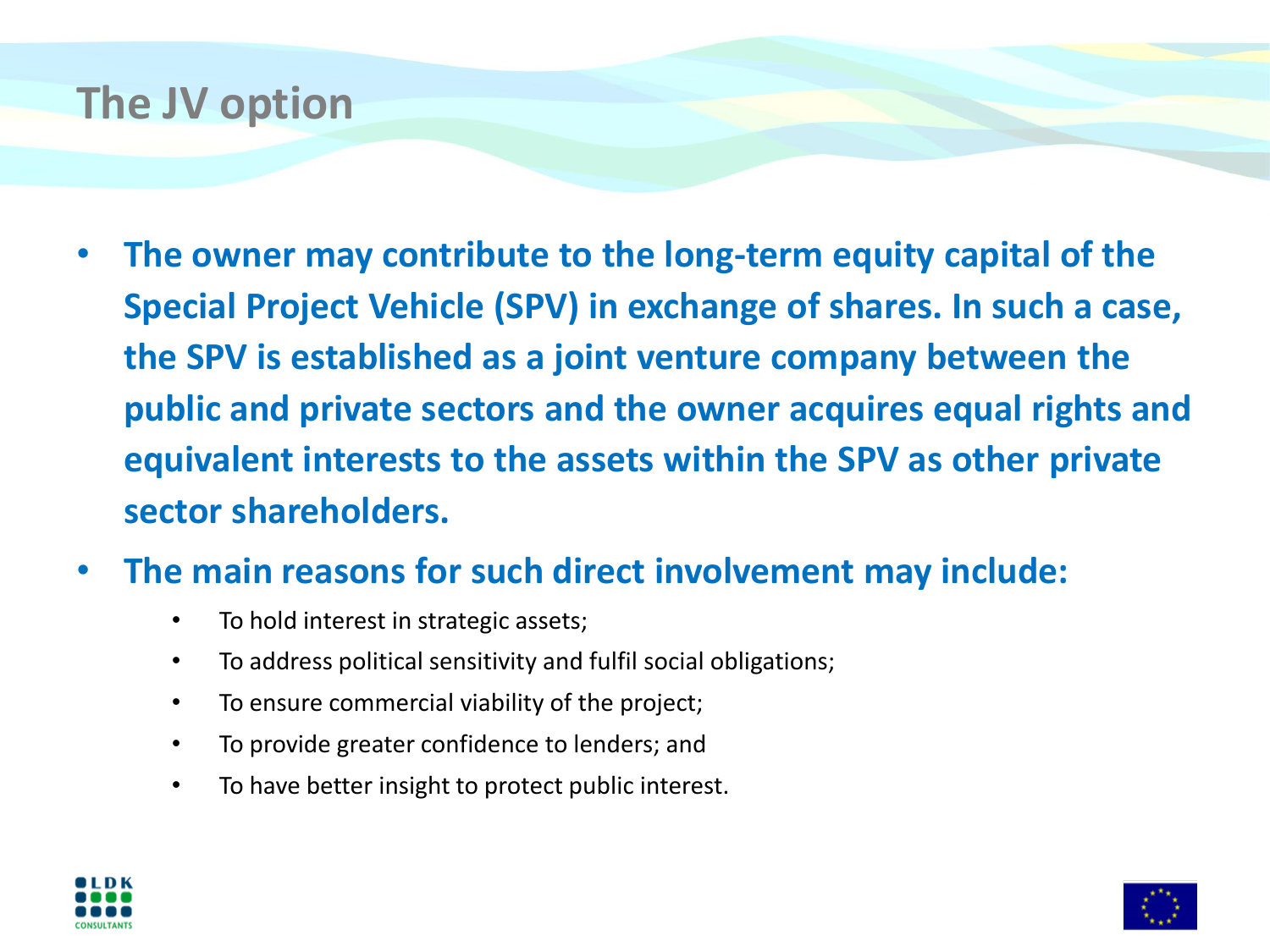# The JV option

- **The owner may contribute to the long-term equity capital of the Special Project Vehicle (SPV) in exchange of shares. In such a case, the SPV is established as a joint venture company between the public and private sectors and the owner acquires equal rights and equivalent interests to the assets within the SPV as other private sector shareholders.**
- **The main reasons for such direct involvement may include:**
  - To hold interest in strategic assets;
  - To address political sensitivity and fulfil social obligations;
  - To ensure commercial viability of the project;
  - To provide greater confidence to lenders; and
  - To have better insight to protect public interest.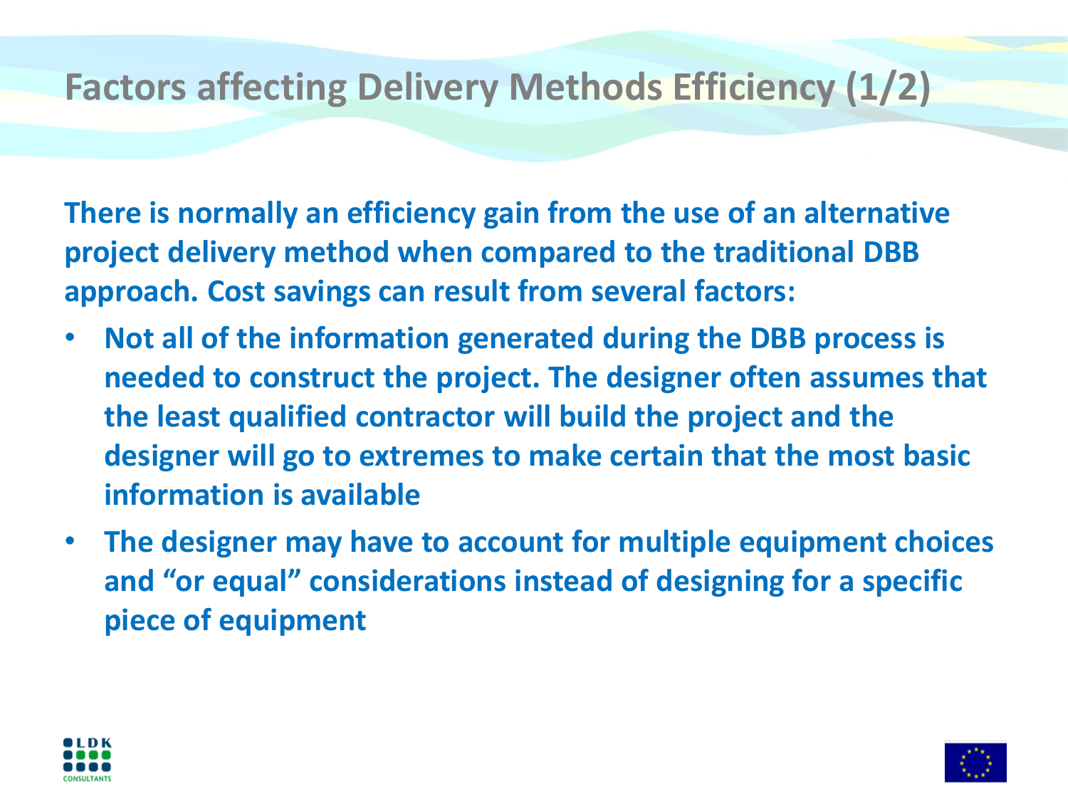# Factors affecting Delivery Methods Efficiency (1/2)

**There is normally an efficiency gain from the use of an alternative project delivery method when compared to the traditional DBB approach. Cost savings can result from several factors:**

- **Not all of the information generated during the DBB process is needed to construct the project. The designer often assumes that the least qualified contractor will build the project and the designer will go to extremes to make certain that the most basic information is available**
- **The designer may have to account for multiple equipment choices and "or equal" considerations instead of designing for a specific piece of equipment**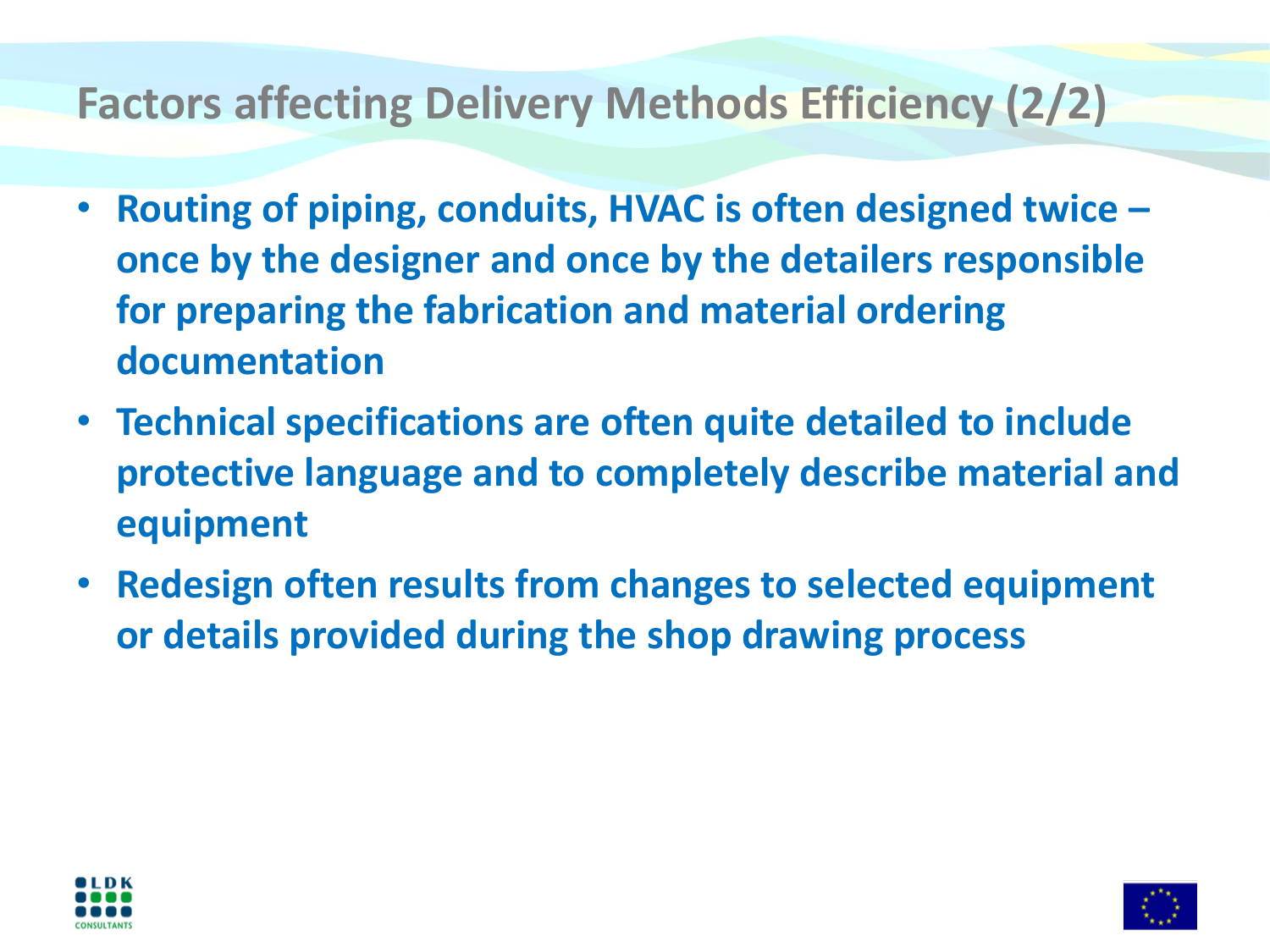# Factors affecting Delivery Methods Efficiency (2/2)

- **Routing of piping, conduits, HVAC is often designed twice – once by the designer and once by the detailers responsible for preparing the fabrication and material ordering documentation**
- **Technical specifications are often quite detailed to include protective language and to completely describe material and equipment**
- **Redesign often results from changes to selected equipment or details provided during the shop drawing process**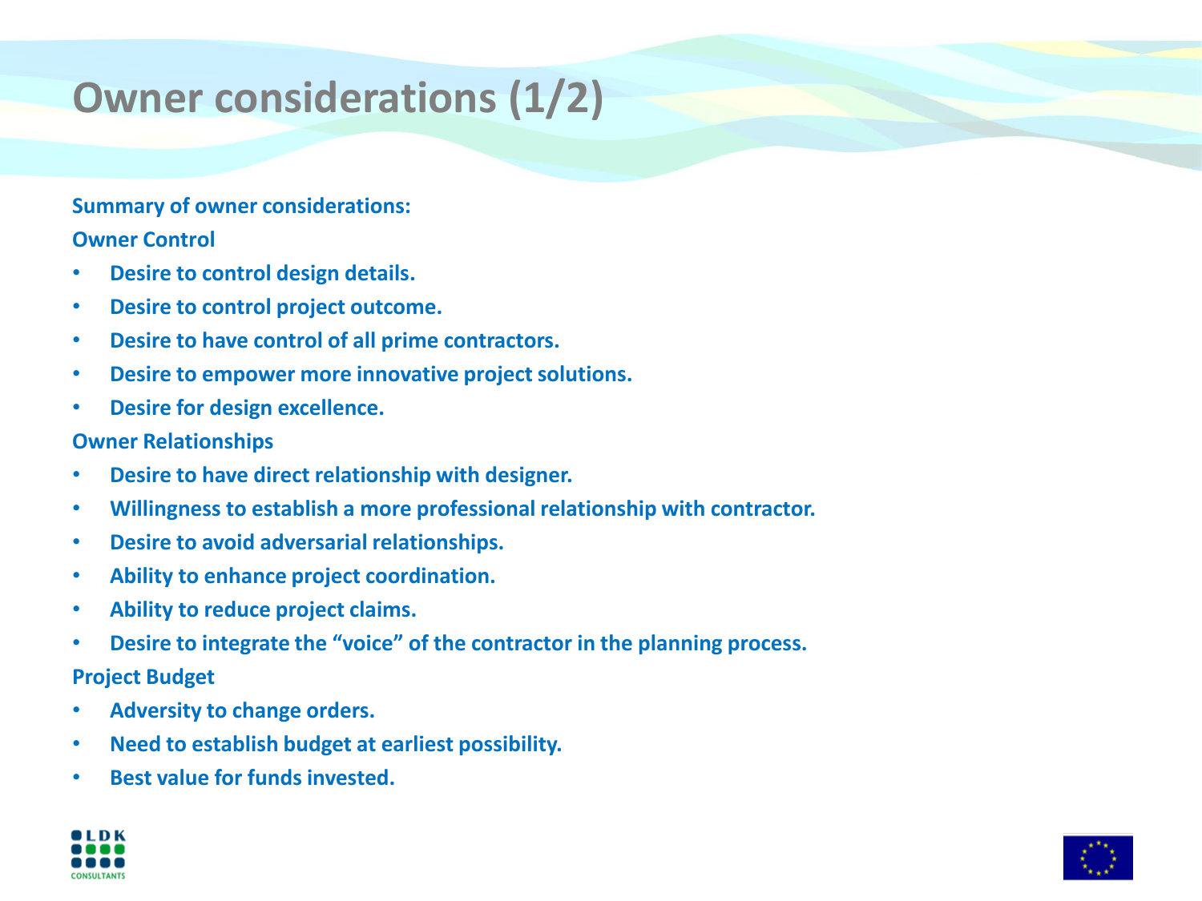# Owner considerations (1/2)

**Summary of owner considerations:**

**Owner Control**

- **Desire to control design details.**
- **Desire to control project outcome.**
- **Desire to have control of all prime contractors.**
- **Desire to empower more innovative project solutions.**
- **Desire for design excellence.**

**Owner Relationships**

- **Desire to have direct relationship with designer.**
- **Willingness to establish a more professional relationship with contractor.**
- **Desire to avoid adversarial relationships.**
- **Ability to enhance project coordination.**
- **Ability to reduce project claims.**
- **Desire to integrate the "voice" of the contractor in the planning process.**

**Project Budget**

- **Adversity to change orders.**
- **Need to establish budget at earliest possibility.**
- **Best value for funds invested.**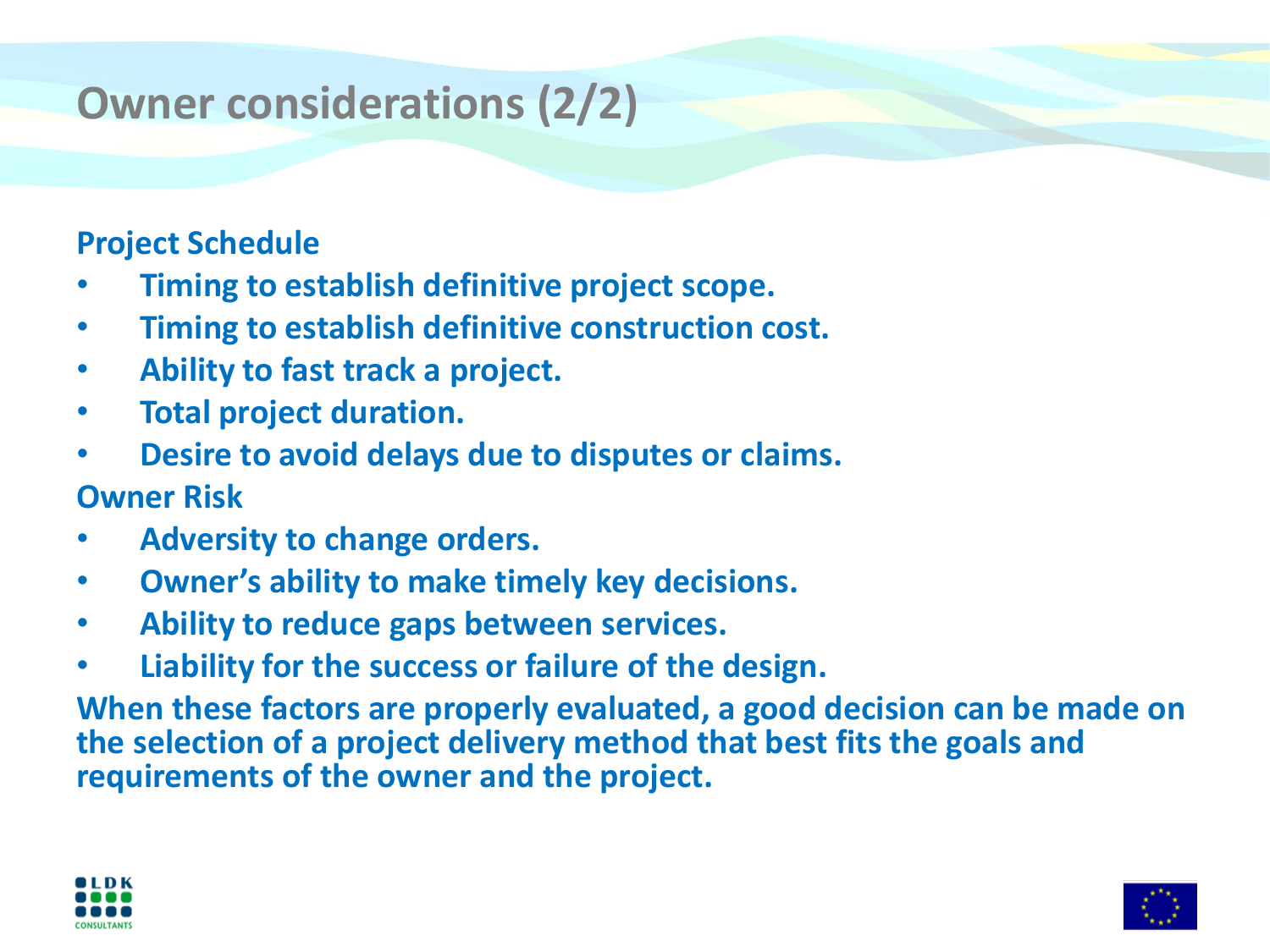# Owner considerations (2/2)

**Project Schedule**

- **Timing to establish definitive project scope.**
- **Timing to establish definitive construction cost.**
- **Ability to fast track a project.**
- **Total project duration.**
- **Desire to avoid delays due to disputes or claims.**

**Owner Risk**

- **Adversity to change orders.**
- **Owner's ability to make timely key decisions.**
- **Ability to reduce gaps between services.**
- **Liability for the success or failure of the design.**

**When these factors are properly evaluated, a good decision can be made on the selection of a project delivery method that best fits the goals and requirements of the owner and the project.**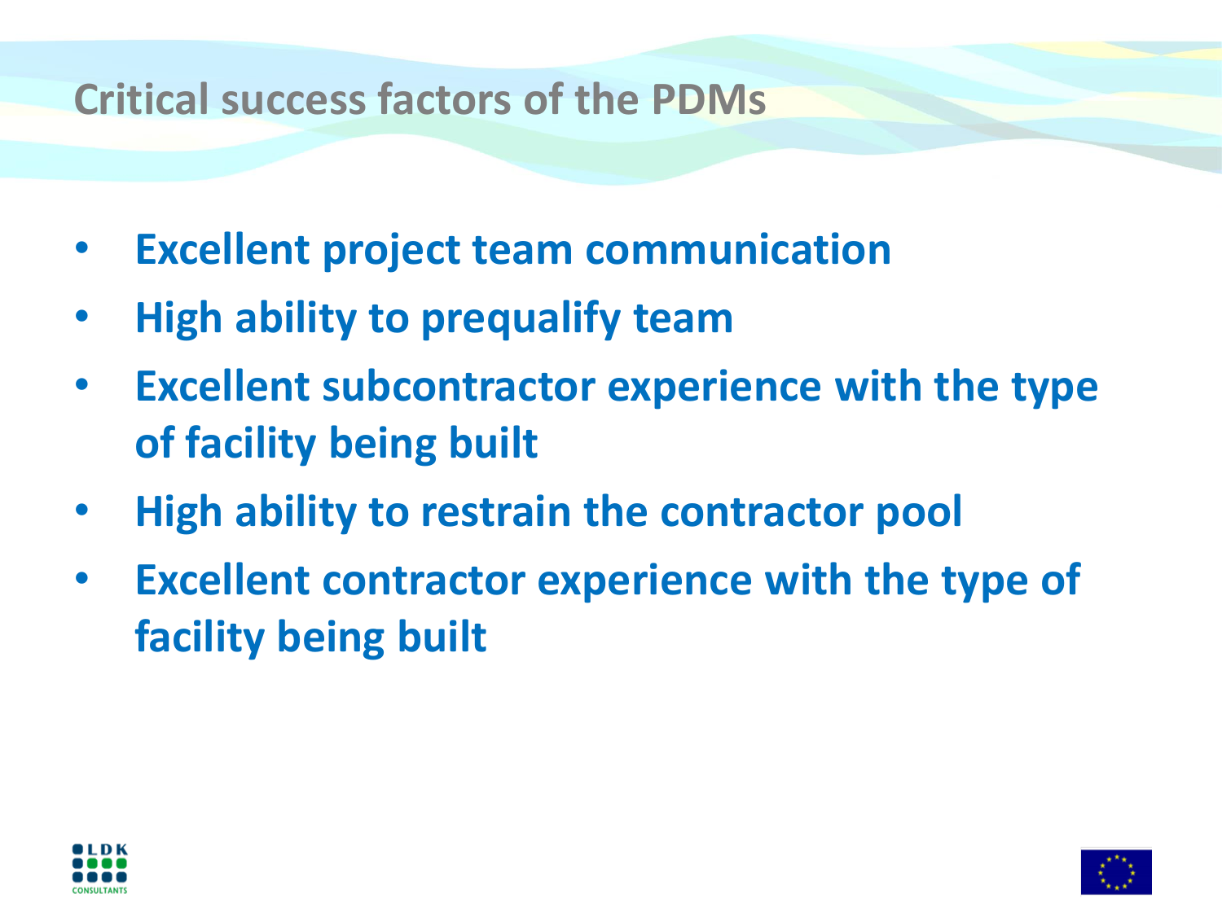# Critical success factors of the PDMs

- Excellent project team communication
- High ability to prequalify team
- Excellent subcontractor experience with the type of facility being built
- High ability to restrain the contractor pool
- Excellent contractor experience with the type of facility being built